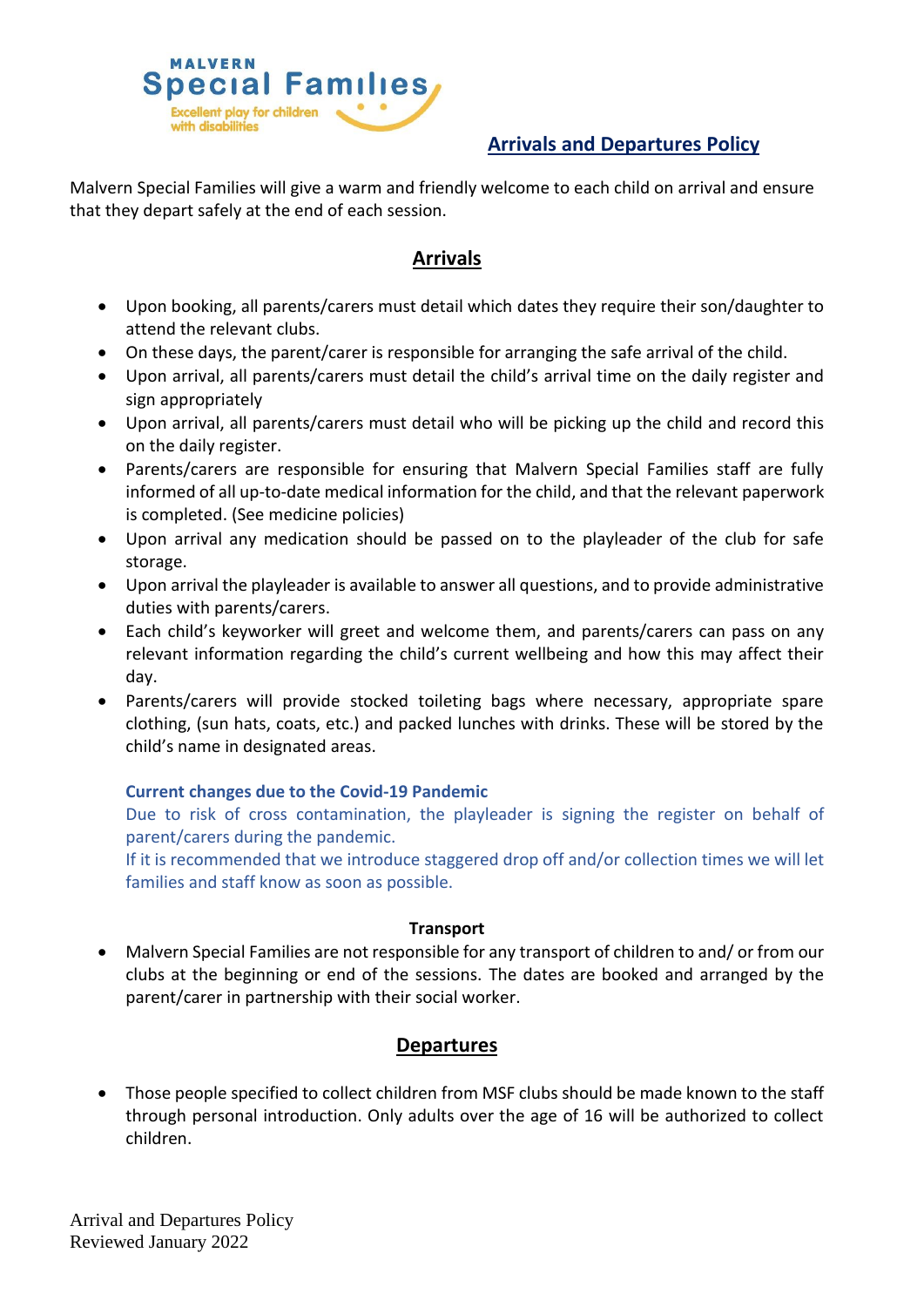MALVERN
Special Families
Excellent play for children with disabilities

# Arrivals and Departures Policy

Malvern Special Families will give a warm and friendly welcome to each child on arrival and ensure that they depart safely at the end of each session.

## Arrivals

- Upon booking, all parents/carers must detail which dates they require their son/daughter to attend the relevant clubs.
- On these days, the parent/carer is responsible for arranging the safe arrival of the child.
- Upon arrival, all parents/carers must detail the child's arrival time on the daily register and sign appropriately
- Upon arrival, all parents/carers must detail who will be picking up the child and record this on the daily register.
- Parents/carers are responsible for ensuring that Malvern Special Families staff are fully informed of all up-to-date medical information for the child, and that the relevant paperwork is completed. (See medicine policies)
- Upon arrival any medication should be passed on to the playleader of the club for safe storage.
- Upon arrival the playleader is available to answer all questions, and to provide administrative duties with parents/carers.
- Each child's keyworker will greet and welcome them, and parents/carers can pass on any relevant information regarding the child's current wellbeing and how this may affect their day.
- Parents/carers will provide stocked toileting bags where necessary, appropriate spare clothing, (sun hats, coats, etc.) and packed lunches with drinks. These will be stored by the child's name in designated areas.

**Current changes due to the Covid-19 Pandemic**
Due to risk of cross contamination, the playleader is signing the register on behalf of parent/carers during the pandemic.
If it is recommended that we introduce staggered drop off and/or collection times we will let families and staff know as soon as possible.

**Transport**

- Malvern Special Families are not responsible for any transport of children to and/ or from our clubs at the beginning or end of the sessions. The dates are booked and arranged by the parent/carer in partnership with their social worker.

## Departures

- Those people specified to collect children from MSF clubs should be made known to the staff through personal introduction. Only adults over the age of 16 will be authorized to collect children.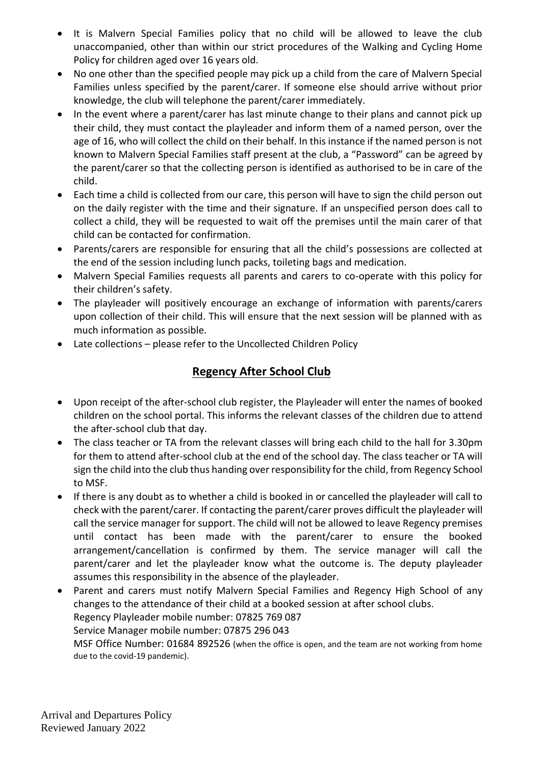- It is Malvern Special Families policy that no child will be allowed to leave the club unaccompanied, other than within our strict procedures of the Walking and Cycling Home Policy for children aged over 16 years old.
- No one other than the specified people may pick up a child from the care of Malvern Special Families unless specified by the parent/carer. If someone else should arrive without prior knowledge, the club will telephone the parent/carer immediately.
- In the event where a parent/carer has last minute change to their plans and cannot pick up their child, they must contact the playleader and inform them of a named person, over the age of 16, who will collect the child on their behalf. In this instance if the named person is not known to Malvern Special Families staff present at the club, a "Password" can be agreed by the parent/carer so that the collecting person is identified as authorised to be in care of the child.
- Each time a child is collected from our care, this person will have to sign the child person out on the daily register with the time and their signature. If an unspecified person does call to collect a child, they will be requested to wait off the premises until the main carer of that child can be contacted for confirmation.
- Parents/carers are responsible for ensuring that all the child's possessions are collected at the end of the session including lunch packs, toileting bags and medication.
- Malvern Special Families requests all parents and carers to co-operate with this policy for their children's safety.
- The playleader will positively encourage an exchange of information with parents/carers upon collection of their child. This will ensure that the next session will be planned with as much information as possible.
- Late collections – please refer to the Uncollected Children Policy

## Regency After School Club

- Upon receipt of the after-school club register, the Playleader will enter the names of booked children on the school portal. This informs the relevant classes of the children due to attend the after-school club that day.
- The class teacher or TA from the relevant classes will bring each child to the hall for 3.30pm for them to attend after-school club at the end of the school day. The class teacher or TA will sign the child into the club thus handing over responsibility for the child, from Regency School to MSF.
- If there is any doubt as to whether a child is booked in or cancelled the playleader will call to check with the parent/carer. If contacting the parent/carer proves difficult the playleader will call the service manager for support. The child will not be allowed to leave Regency premises until contact has been made with the parent/carer to ensure the booked arrangement/cancellation is confirmed by them. The service manager will call the parent/carer and let the playleader know what the outcome is. The deputy playleader assumes this responsibility in the absence of the playleader.
- Parent and carers must notify Malvern Special Families and Regency High School of any changes to the attendance of their child at a booked session at after school clubs.
  Regency Playleader mobile number: 07825 769 087
  Service Manager mobile number: 07875 296 043
  MSF Office Number: 01684 892526 (when the office is open, and the team are not working from home due to the covid-19 pandemic).

Arrival and Departures Policy
Reviewed January 2022